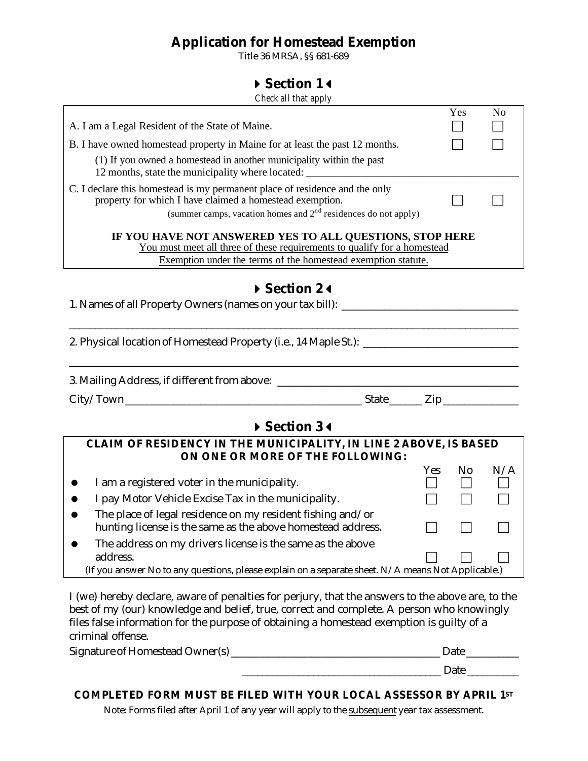# Application for Homestead Exemption

Title 36 MRSA, §§ 681-689

## ▶ Section 1 ◀

*Check all that apply*

| | Yes | No |
|---|---|---|
| A. I am a Legal Resident of the State of Maine. | ☐ | ☐ |
| B. I have owned homestead property in Maine for at least the past 12 months. | ☐ | ☐ |
| (1) If you owned a homestead in another municipality within the past 12 months, state the municipality where located: ____________________ | | |
| C. I declare this homestead is my permanent place of residence and the only property for which I have claimed a homestead exemption. (summer camps, vacation homes and 2nd residences do not apply) | ☐ | ☐ |

**IF YOU HAVE NOT ANSWERED YES TO ALL QUESTIONS, STOP HERE**

You must meet all three of these requirements to qualify for a homestead Exemption under the terms of the homestead exemption statute.

## ▶ Section 2 ◀

1. Names of all Property Owners (names on your tax bill): ____________________

____________________________________________________________

2. Physical location of Homestead Property (i.e., 14 Maple St.): ____________________

____________________________________________________________

3. Mailing Address, if different from above: ____________________

City/Town ____________________ State______ Zip ____________

## ▶ Section 3 ◀

**CLAIM OF RESIDENCY IN THE MUNICIPALITY, IN LINE 2 ABOVE, IS BASED ON ONE OR MORE OF THE FOLLOWING:**

| | Yes | No | N/A |
|---|---|---|---|
| • I am a registered voter in the municipality. | ☐ | ☐ | ☐ |
| • I pay Motor Vehicle Excise Tax in the municipality. | ☐ | ☐ | ☐ |
| • The place of legal residence on my resident fishing and/or hunting license is the same as the above homestead address. | ☐ | ☐ | ☐ |
| • The address on my drivers license is the same as the above address. | ☐ | ☐ | ☐ |

(If you answer No to any questions, please explain on a separate sheet. N/A means Not Applicable.)

I (we) hereby declare, aware of penalties for perjury, that the answers to the above are, to the best of my (our) knowledge and belief, true, correct and complete. A person who knowingly files false information for the purpose of obtaining a homestead exemption is guilty of a criminal offense.

Signature of Homestead Owner(s) ______________________________ Date _________

______________________________ Date _________

**COMPLETED FORM MUST BE FILED WITH YOUR LOCAL ASSESSOR BY APRIL 1ST**

Note: Forms filed after April 1 of any year will apply to the subsequent year tax assessment.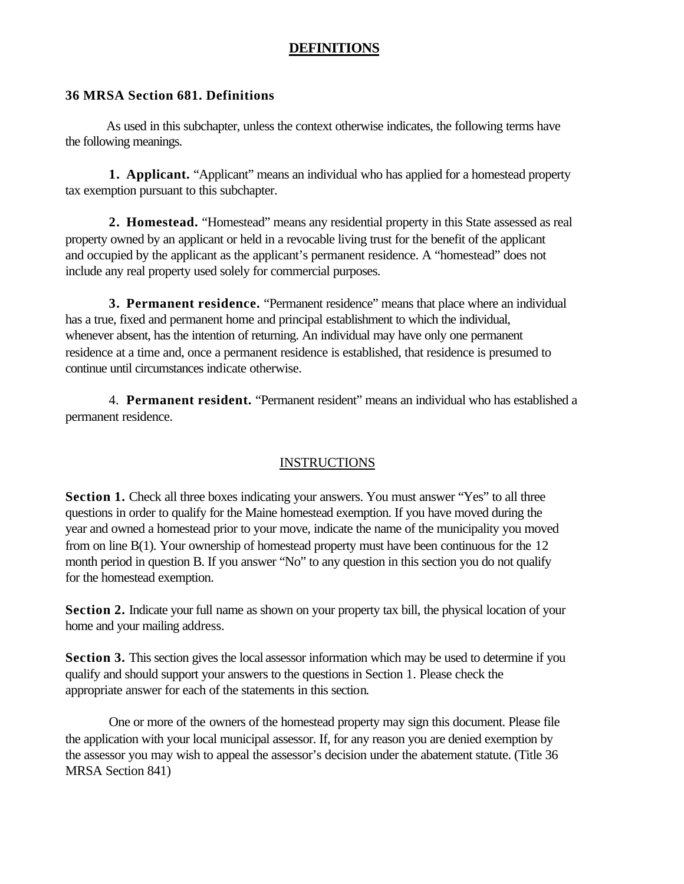# DEFINITIONS

### 36 MRSA Section 681. Definitions

As used in this subchapter, unless the context otherwise indicates, the following terms have the following meanings.

**1. Applicant.** "Applicant" means an individual who has applied for a homestead property tax exemption pursuant to this subchapter.

**2. Homestead.** "Homestead" means any residential property in this State assessed as real property owned by an applicant or held in a revocable living trust for the benefit of the applicant and occupied by the applicant as the applicant's permanent residence. A "homestead" does not include any real property used solely for commercial purposes.

**3. Permanent residence.** "Permanent residence" means that place where an individual has a true, fixed and permanent home and principal establishment to which the individual, whenever absent, has the intention of returning. An individual may have only one permanent residence at a time and, once a permanent residence is established, that residence is presumed to continue until circumstances indicate otherwise.

4. **Permanent resident.** "Permanent resident" means an individual who has established a permanent residence.

## INSTRUCTIONS

**Section 1.** Check all three boxes indicating your answers. You must answer "Yes" to all three questions in order to qualify for the Maine homestead exemption. If you have moved during the year and owned a homestead prior to your move, indicate the name of the municipality you moved from on line B(1). Your ownership of homestead property must have been continuous for the 12 month period in question B. If you answer "No" to any question in this section you do not qualify for the homestead exemption.

**Section 2.** Indicate your full name as shown on your property tax bill, the physical location of your home and your mailing address.

**Section 3.** This section gives the local assessor information which may be used to determine if you qualify and should support your answers to the questions in Section 1. Please check the appropriate answer for each of the statements in this section.

One or more of the owners of the homestead property may sign this document. Please file the application with your local municipal assessor. If, for any reason you are denied exemption by the assessor you may wish to appeal the assessor's decision under the abatement statute. (Title 36 MRSA Section 841)